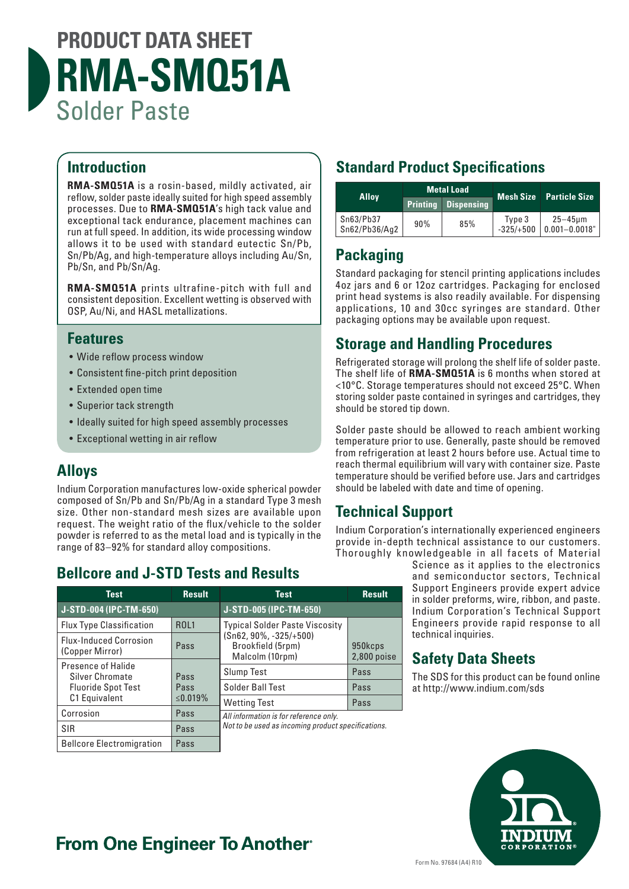# PRODUCT DATA SHEET

# RMA-SMQ51A

## Solder Paste

## Introduction

**RMA-SMQ51A** is a rosin-based, mildly activated, air reflow, solder paste ideally suited for high speed assembly processes. Due to **RMA-SMQ51A**'s high tack value and exceptional tack endurance, placement machines can run at full speed. In addition, its wide processing window allows it to be used with standard eutectic Sn/Pb, Sn/Pb/Ag, and high-temperature alloys including Au/Sn, Pb/Sn, and Pb/Sn/Ag.

**RMA-SMQ51A** prints ultrafine-pitch with full and consistent deposition. Excellent wetting is observed with OSP, Au/Ni, and HASL metallizations.

## Features

- Wide reflow process window
- Consistent fine-pitch print deposition
- Extended open time
- Superior tack strength
- Ideally suited for high speed assembly processes
- Exceptional wetting in air reflow

## Alloys

Indium Corporation manufactures low-oxide spherical powder composed of Sn/Pb and Sn/Pb/Ag in a standard Type 3 mesh size. Other non-standard mesh sizes are available upon request. The weight ratio of the flux/vehicle to the solder powder is referred to as the metal load and is typically in the range of 83–92% for standard alloy compositions.

## Bellcore and J-STD Tests and Results

| Test | Result |
|---|---|
| **J-STD-004 (IPC-TM-650)** | |
| Flux Type Classification | ROL1 |
| Flux-Induced Corrosion (Copper Mirror) | Pass |
| Presence of Halide<br>Silver Chromate<br>Fluoride Spot Test<br>C1 Equivalent | <br>Pass<br>Pass<br>≤0.019% |
| Corrosion | Pass |
| SIR | Pass |
| Bellcore Electromigration | Pass |

| Test | Result |
|---|---|
| **J-STD-005 (IPC-TM-650)** | |
| Typical Solder Paste Viscosity (Sn62, 90%, -325/+500)<br>Brookfield (5rpm)<br>Malcolm (10rpm) | <br><br>950kcps<br>2,800 poise |
| Slump Test | Pass |
| Solder Ball Test | Pass |
| Wetting Test | Pass |

*All information is for reference only. Not to be used as incoming product specifications.*

## Standard Product Specifications

| Alloy | Metal Load | | Mesh Size | Particle Size |
|---|---|---|---|---|
| | Printing | Dispensing | | |
| Sn63/Pb37<br>Sn62/Pb36/Ag2 | 90% | 85% | Type 3<br>-325/+500 | 25–45µm<br>0.001–0.0018" |

## Packaging

Standard packaging for stencil printing applications includes 4oz jars and 6 or 12oz cartridges. Packaging for enclosed print head systems is also readily available. For dispensing applications, 10 and 30cc syringes are standard. Other packaging options may be available upon request.

## Storage and Handling Procedures

Refrigerated storage will prolong the shelf life of solder paste. The shelf life of **RMA-SMQ51A** is 6 months when stored at <10°C. Storage temperatures should not exceed 25°C. When storing solder paste contained in syringes and cartridges, they should be stored tip down.

Solder paste should be allowed to reach ambient working temperature prior to use. Generally, paste should be removed from refrigeration at least 2 hours before use. Actual time to reach thermal equilibrium will vary with container size. Paste temperature should be verified before use. Jars and cartridges should be labeled with date and time of opening.

## Technical Support

Indium Corporation's internationally experienced engineers provide in-depth technical assistance to our customers. Thoroughly knowledgeable in all facets of Material Science as it applies to the electronics and semiconductor sectors, Technical Support Engineers provide expert advice in solder preforms, wire, ribbon, and paste. Indium Corporation's Technical Support Engineers provide rapid response to all technical inquiries.

## Safety Data Sheets

The SDS for this product can be found online at http://www.indium.com/sds

**From One Engineer To Another®**

INDIUM CORPORATION®

Form No. 97684 (A4) R10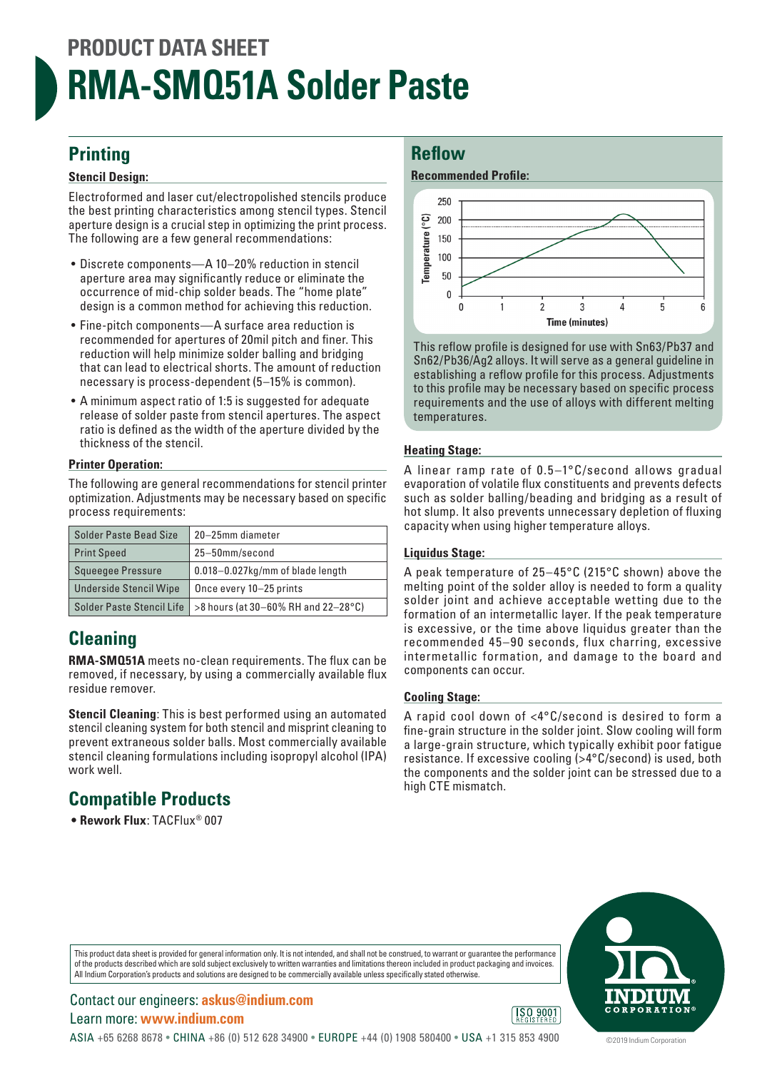# PRODUCT DATA SHEET
# RMA-SMQ51A Solder Paste

## Printing

### Stencil Design:

Electroformed and laser cut/electropolished stencils produce the best printing characteristics among stencil types. Stencil aperture design is a crucial step in optimizing the print process. The following are a few general recommendations:

- Discrete components—A 10–20% reduction in stencil aperture area may significantly reduce or eliminate the occurrence of mid-chip solder beads. The "home plate" design is a common method for achieving this reduction.
- Fine-pitch components—A surface area reduction is recommended for apertures of 20mil pitch and finer. This reduction will help minimize solder balling and bridging that can lead to electrical shorts. The amount of reduction necessary is process-dependent (5–15% is common).
- A minimum aspect ratio of 1:5 is suggested for adequate release of solder paste from stencil apertures. The aspect ratio is defined as the width of the aperture divided by the thickness of the stencil.

### Printer Operation:

The following are general recommendations for stencil printer optimization. Adjustments may be necessary based on specific process requirements:

| | |
|---|---|
| Solder Paste Bead Size | 20–25mm diameter |
| Print Speed | 25–50mm/second |
| Squeegee Pressure | 0.018–0.027kg/mm of blade length |
| Underside Stencil Wipe | Once every 10–25 prints |
| Solder Paste Stencil Life | >8 hours (at 30–60% RH and 22–28°C) |

## Cleaning

**RMA-SMQ51A** meets no-clean requirements. The flux can be removed, if necessary, by using a commercially available flux residue remover.

**Stencil Cleaning**: This is best performed using an automated stencil cleaning system for both stencil and misprint cleaning to prevent extraneous solder balls. Most commercially available stencil cleaning formulations including isopropyl alcohol (IPA) work well.

## Compatible Products

- **Rework Flux**: TACFlux® 007

## Reflow

### Recommended Profile:

Temperature (°C)
250
200
150
100
50
0
0 1 2 3 4 5 6
Time (minutes)

This reflow profile is designed for use with Sn63/Pb37 and Sn62/Pb36/Ag2 alloys. It will serve as a general guideline in establishing a reflow profile for this process. Adjustments to this profile may be necessary based on specific process requirements and the use of alloys with different melting temperatures.

### Heating Stage:

A linear ramp rate of 0.5–1°C/second allows gradual evaporation of volatile flux constituents and prevents defects such as solder balling/beading and bridging as a result of hot slump. It also prevents unnecessary depletion of fluxing capacity when using higher temperature alloys.

### Liquidus Stage:

A peak temperature of 25–45°C (215°C shown) above the melting point of the solder alloy is needed to form a quality solder joint and achieve acceptable wetting due to the formation of an intermetallic layer. If the peak temperature is excessive, or the time above liquidus greater than the recommended 45–90 seconds, flux charring, excessive intermetallic formation, and damage to the board and components can occur.

### Cooling Stage:

A rapid cool down of <4°C/second is desired to form a fine-grain structure in the solder joint. Slow cooling will form a large-grain structure, which typically exhibit poor fatigue resistance. If excessive cooling (>4°C/second) is used, both the components and the solder joint can be stressed due to a high CTE mismatch.

This product data sheet is provided for general information only. It is not intended, and shall not be construed, to warrant or guarantee the performance of the products described which are sold subject exclusively to written warranties and limitations thereon included in product packaging and invoices. All Indium Corporation's products and solutions are designed to be commercially available unless specifically stated otherwise.

Contact our engineers: **askus@indium.com**

Learn more: **www.indium.com**

ASIA +65 6268 8678 • CHINA +86 (0) 512 628 34900 • EUROPE +44 (0) 1908 580400 • USA +1 315 853 4900

ISO 9001 REGISTERED

INDIUM CORPORATION®

©2019 Indium Corporation